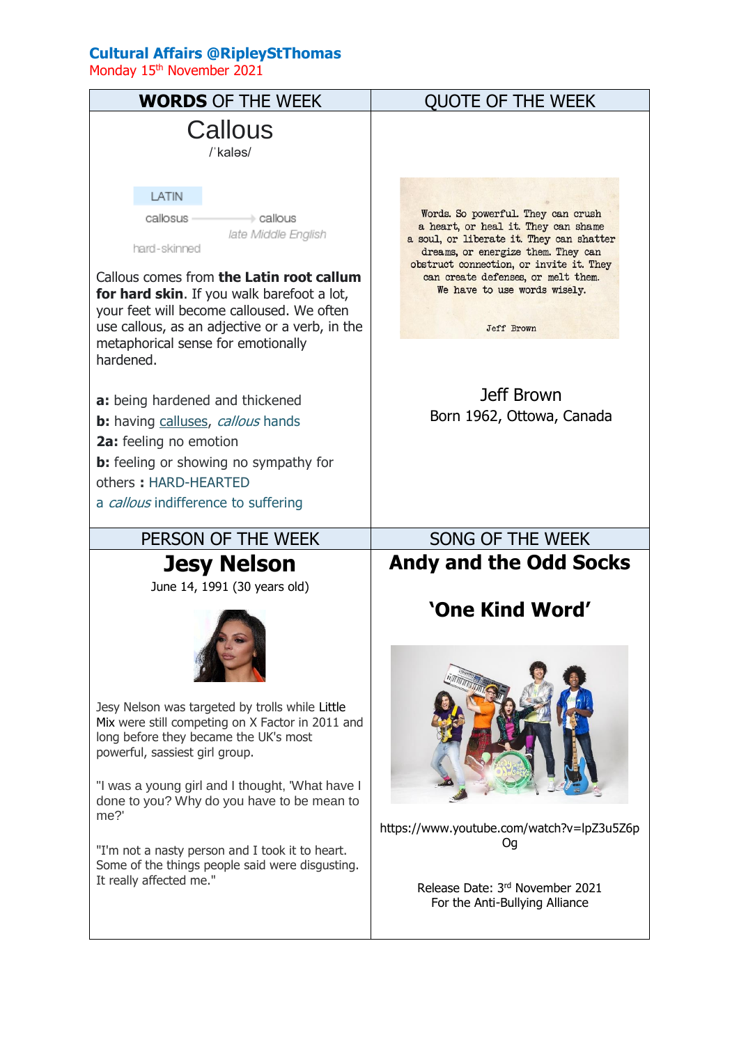**Cultural Affairs @RipleyStThomas**

Monday 15th November 2021

## WORDS OF THE WEEK

# Callous

/ˈkaləs/

LATIN

callosus → callous

hard-skinned — late Middle English

Callous comes from **the Latin root callum for hard skin**. If you walk barefoot a lot, your feet will become calloused. We often use callous, as an adjective or a verb, in the metaphorical sense for emotionally hardened.

**a:** being hardened and thickened

**b:** having calluses, *callous* hands

**2a:** feeling no emotion

**b:** feeling or showing no sympathy for others **:** HARD-HEARTED

a *callous* indifference to suffering

## QUOTE OF THE WEEK

Words. So powerful. They can crush a heart, or heal it. They can shame a soul, or liberate it. They can shatter dreams, or energize them. They can obstruct connection, or invite it. They can create defenses, or melt them. We have to use words wisely.

Jeff Brown

Jeff Brown

Born 1962, Ottowa, Canada

## PERSON OF THE WEEK

# Jesy Nelson

June 14, 1991 (30 years old)

Jesy Nelson was targeted by trolls while Little Mix were still competing on X Factor in 2011 and long before they became the UK's most powerful, sassiest girl group.

"I was a young girl and I thought, 'What have I done to you? Why do you have to be mean to me?'

"I'm not a nasty person and I took it to heart. Some of the things people said were disgusting. It really affected me."

## SONG OF THE WEEK

# Andy and the Odd Socks

# 'One Kind Word'

https://www.youtube.com/watch?v=lpZ3u5Z6pOg

Release Date: 3rd November 2021

For the Anti-Bullying Alliance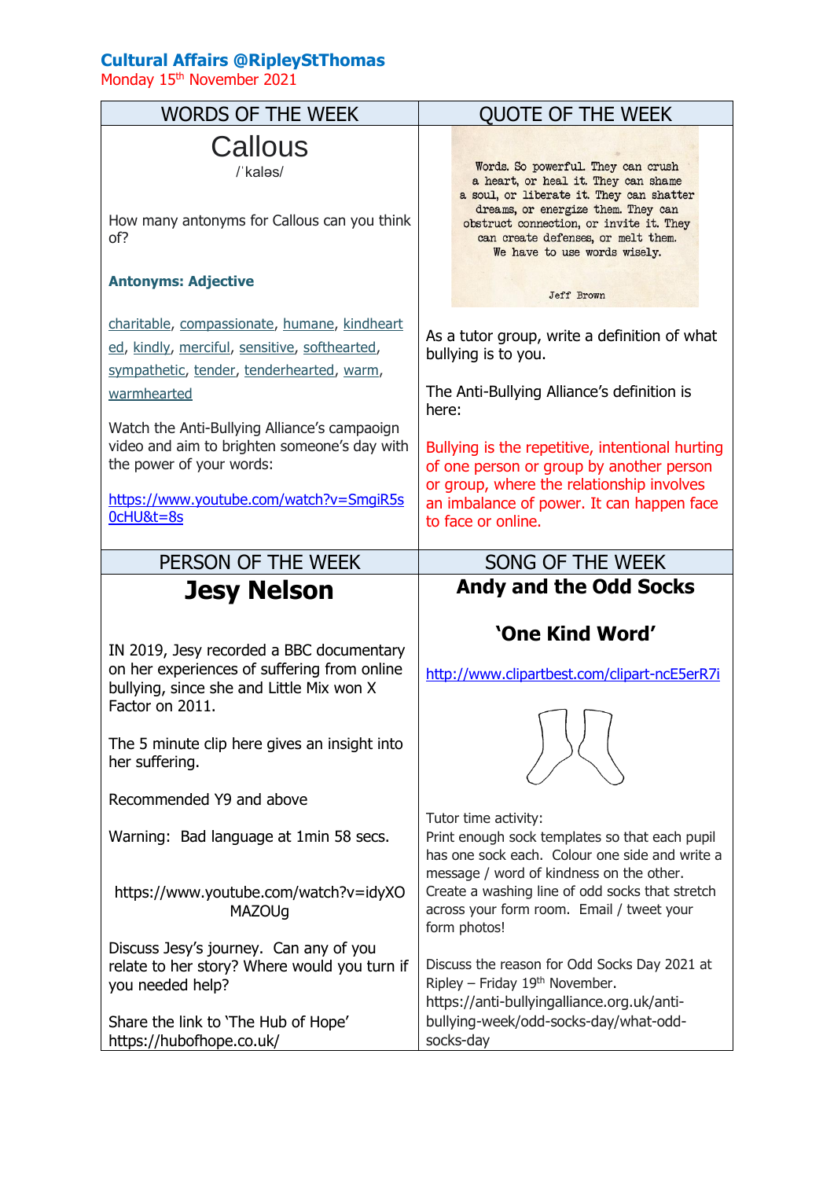**Cultural Affairs @RipleyStThomas**

Monday 15th November 2021

## WORDS OF THE WEEK

### Callous

/ˈkaləs/

How many antonyms for Callous can you think of?

**Antonyms: Adjective**

charitable, compassionate, humane, kindhearted, kindly, merciful, sensitive, softhearted, sympathetic, tender, tenderhearted, warm, warmhearted

Watch the Anti-Bullying Alliance's campaoign video and aim to brighten someone's day with the power of your words:

https://www.youtube.com/watch?v=SmgiR5s0cHU&t=8s

## QUOTE OF THE WEEK

Words. So powerful. They can crush a heart, or heal it. They can shame a soul, or liberate it. They can shatter dreams, or energize them. They can obstruct connection, or invite it. They can create defenses, or melt them. We have to use words wisely.

Jeff Brown

As a tutor group, write a definition of what bullying is to you.

The Anti-Bullying Alliance's definition is here:

Bullying is the repetitive, intentional hurting of one person or group by another person or group, where the relationship involves an imbalance of power. It can happen face to face or online.

## PERSON OF THE WEEK

### Jesy Nelson

IN 2019, Jesy recorded a BBC documentary on her experiences of suffering from online bullying, since she and Little Mix won X Factor on 2011.

The 5 minute clip here gives an insight into her suffering.

Recommended Y9 and above

Warning: Bad language at 1min 58 secs.

https://www.youtube.com/watch?v=idyXOMAZOUg

Discuss Jesy's journey. Can any of you relate to her story? Where would you turn if you needed help?

Share the link to 'The Hub of Hope'
https://hubofhope.co.uk/

## SONG OF THE WEEK

### Andy and the Odd Socks

### 'One Kind Word'

http://www.clipartbest.com/clipart-ncE5erR7i

Tutor time activity:
Print enough sock templates so that each pupil has one sock each. Colour one side and write a message / word of kindness on the other. Create a washing line of odd socks that stretch across your form room. Email / tweet your form photos!

Discuss the reason for Odd Socks Day 2021 at Ripley – Friday 19th November.
https://anti-bullyingalliance.org.uk/anti-bullying-week/odd-socks-day/what-odd-socks-day